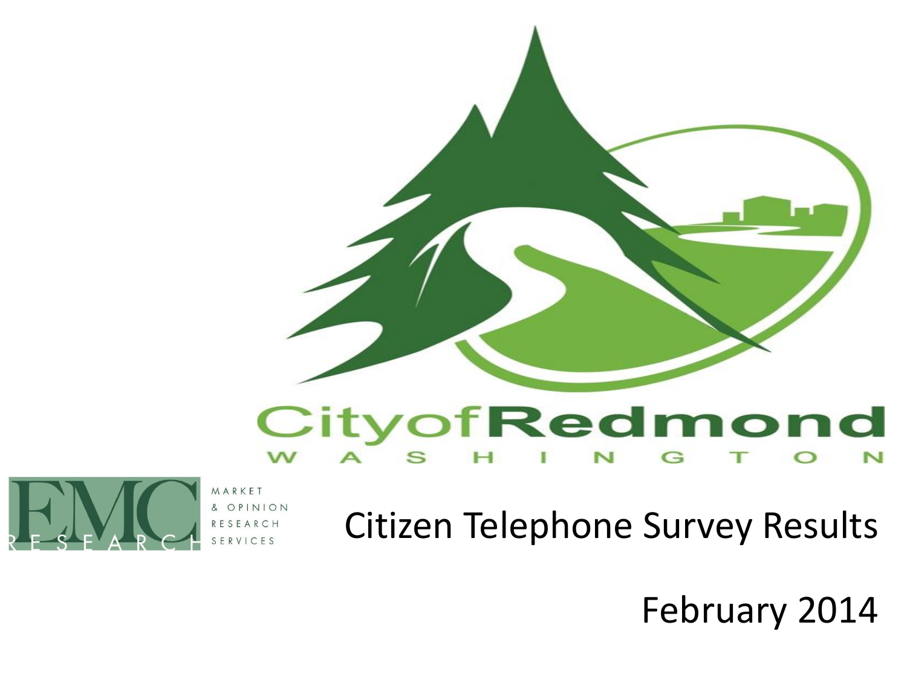City of Redmond
WASHINGTON

EMC RESEARCH
MARKET & OPINION RESEARCH SERVICES

# Citizen Telephone Survey Results

February 2014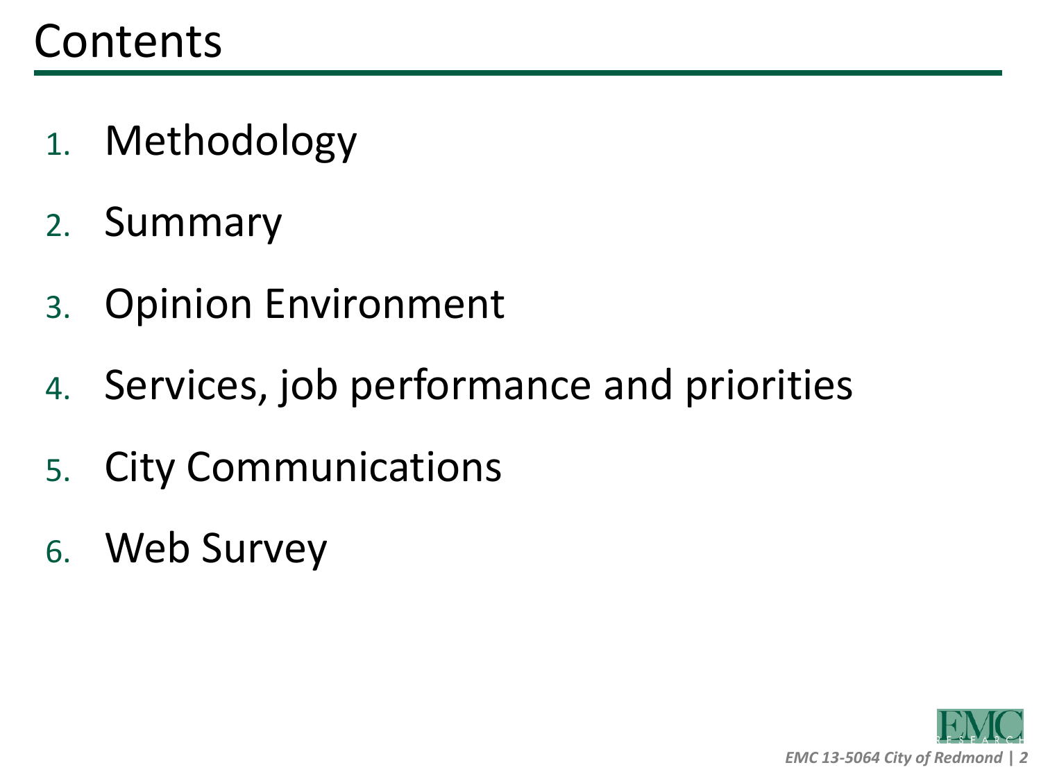# Contents

1. Methodology
2. Summary
3. Opinion Environment
4. Services, job performance and priorities
5. City Communications
6. Web Survey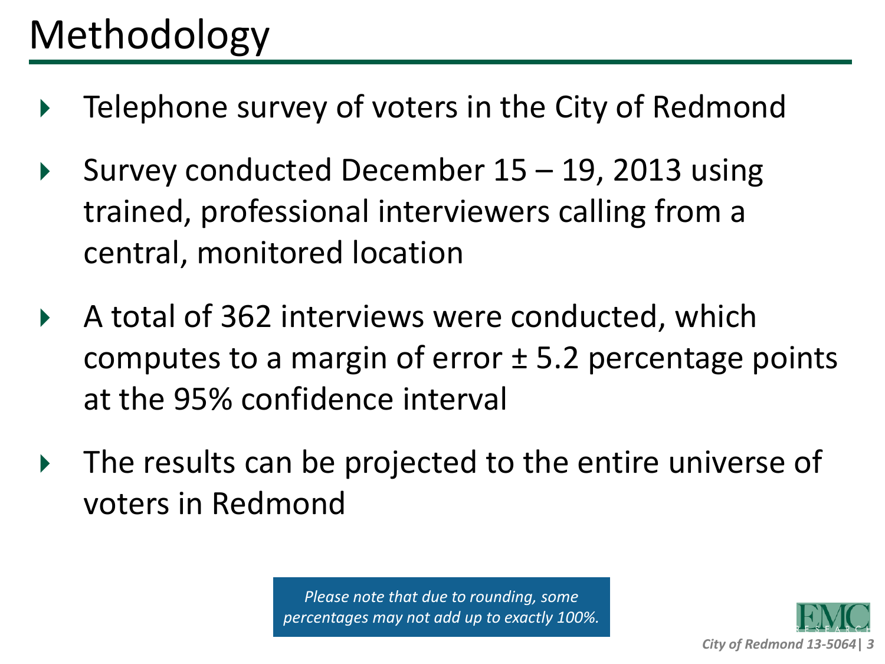# Methodology

- Telephone survey of voters in the City of Redmond
- Survey conducted December 15 – 19, 2013 using trained, professional interviewers calling from a central, monitored location
- A total of 362 interviews were conducted, which computes to a margin of error ± 5.2 percentage points at the 95% confidence interval
- The results can be projected to the entire universe of voters in Redmond

*Please note that due to rounding, some percentages may not add up to exactly 100%.*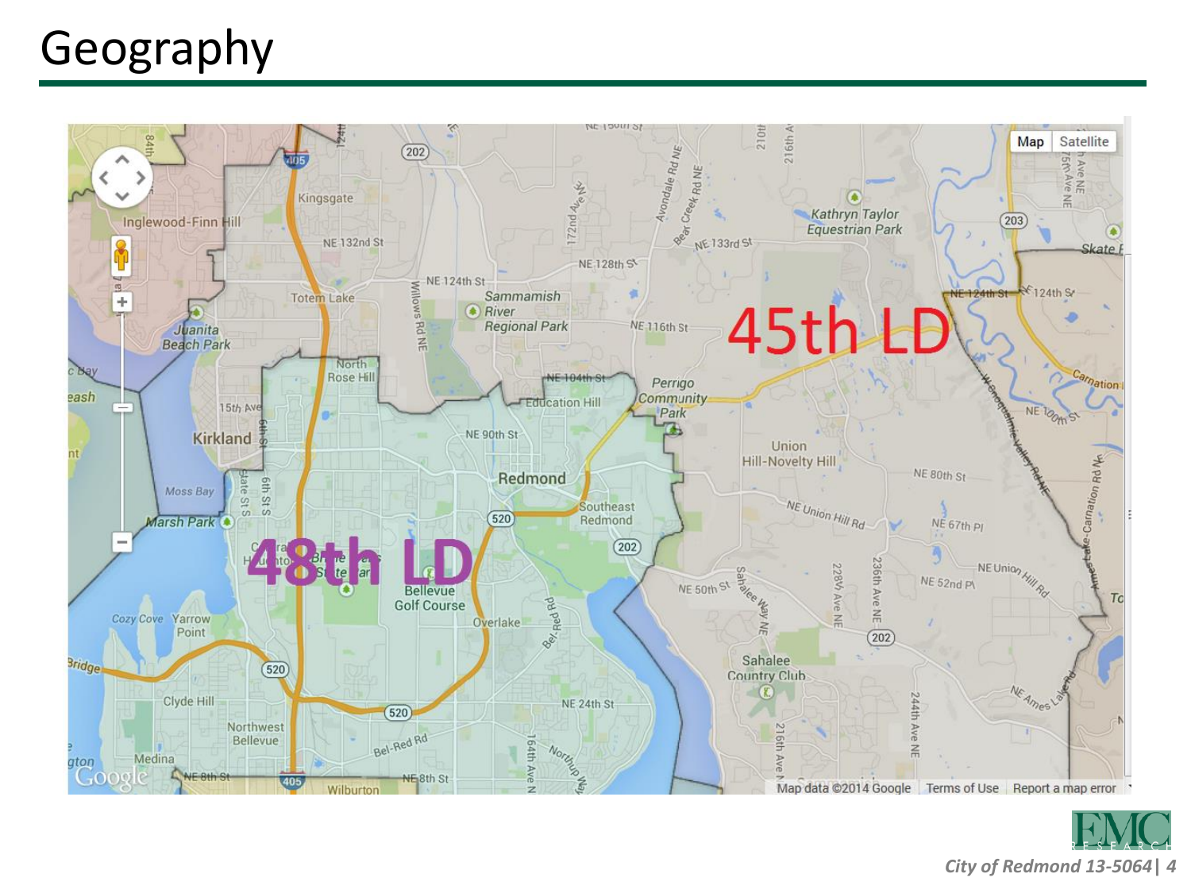# Geography

45th LD

48th LD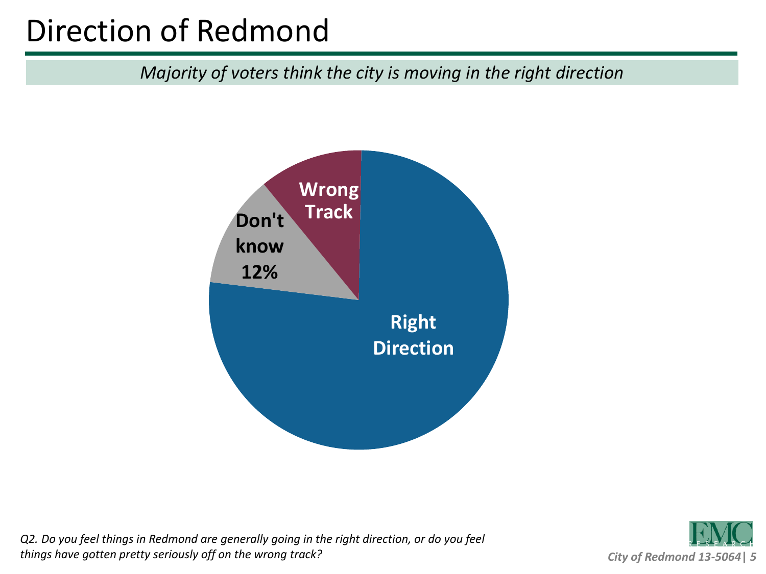# Direction of Redmond

*Majority of voters think the city is moving in the right direction*

Wrong Track

Don't know 12%

Right Direction

*Q2. Do you feel things in Redmond are generally going in the right direction, or do you feel things have gotten pretty seriously off on the wrong track?*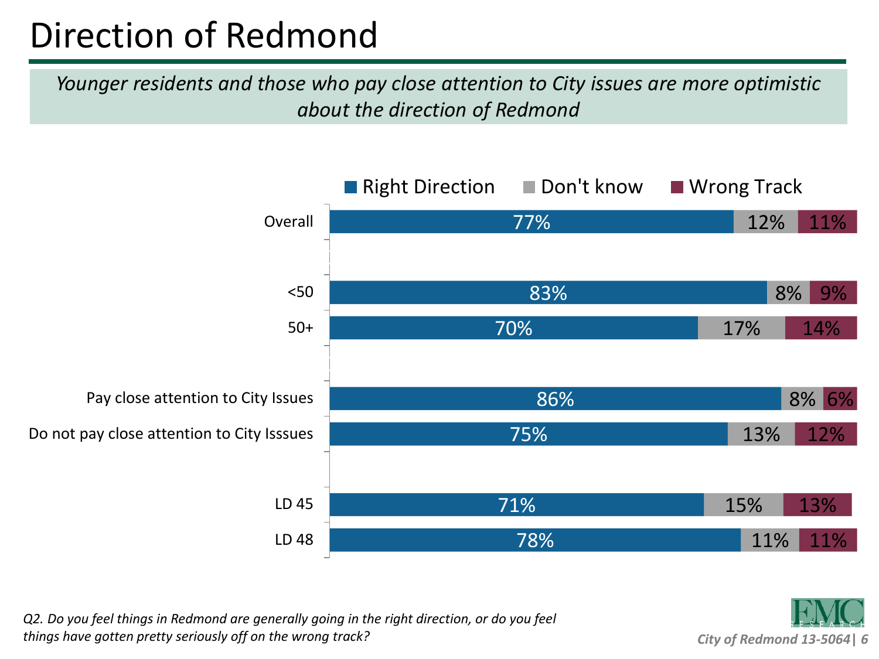# Direction of Redmond

*Younger residents and those who pay close attention to City issues are more optimistic about the direction of Redmond*

| | Right Direction | Don't know | Wrong Track |
|---|---|---|---|
| Overall | 77% | 12% | 11% |
| <50 | 83% | 8% | 9% |
| 50+ | 70% | 17% | 14% |
| Pay close attention to City Issues | 86% | 8% | 6% |
| Do not pay close attention to City Isssues | 75% | 13% | 12% |
| LD 45 | 71% | 15% | 13% |
| LD 48 | 78% | 11% | 11% |

*Q2. Do you feel things in Redmond are generally going in the right direction, or do you feel things have gotten pretty seriously off on the wrong track?*

*City of Redmond 13-5064*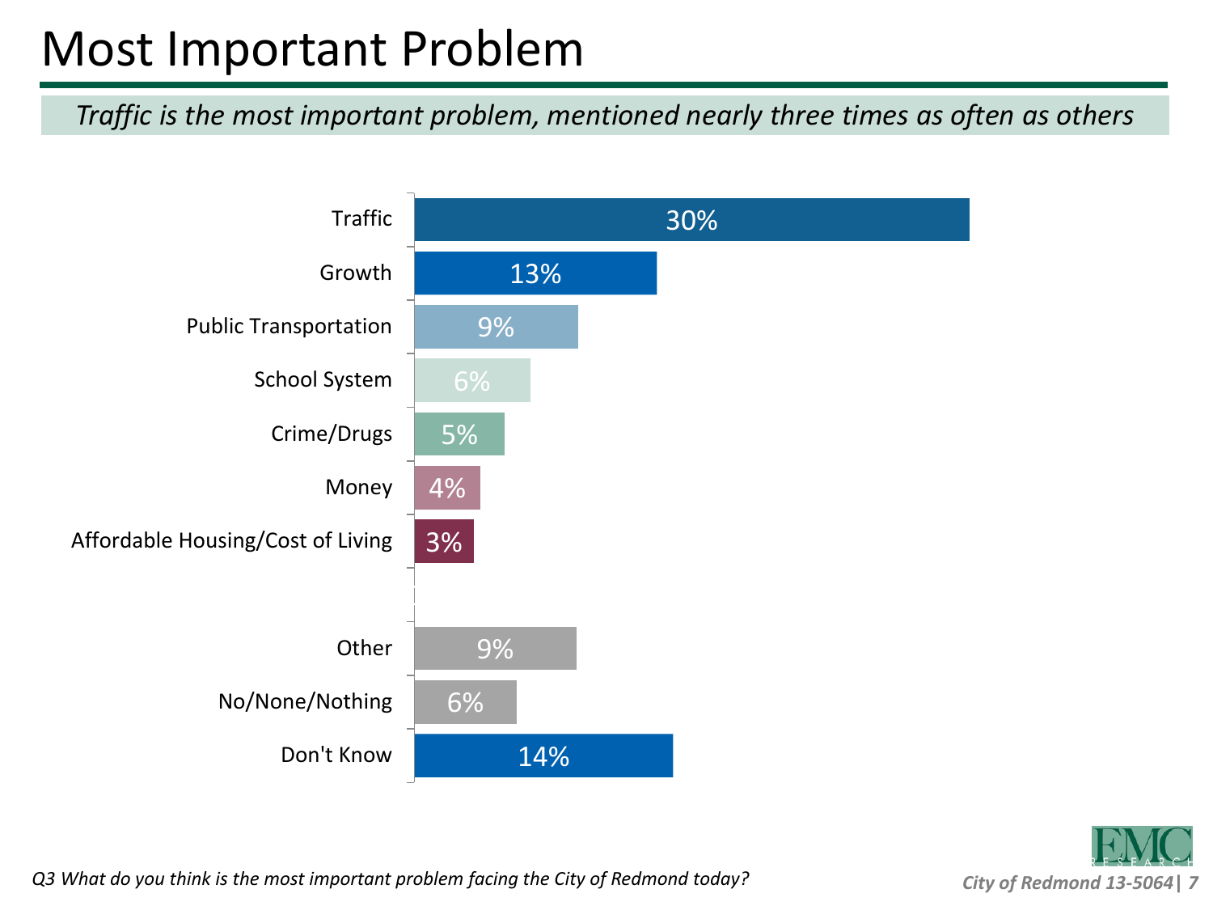# Most Important Problem

*Traffic is the most important problem, mentioned nearly three times as often as others*

| Problem | Percent |
|---|---|
| Traffic | 30% |
| Growth | 13% |
| Public Transportation | 9% |
| School System | 6% |
| Crime/Drugs | 5% |
| Money | 4% |
| Affordable Housing/Cost of Living | 3% |
| Other | 9% |
| No/None/Nothing | 6% |
| Don't Know | 14% |

*Q3 What do you think is the most important problem facing the City of Redmond today?*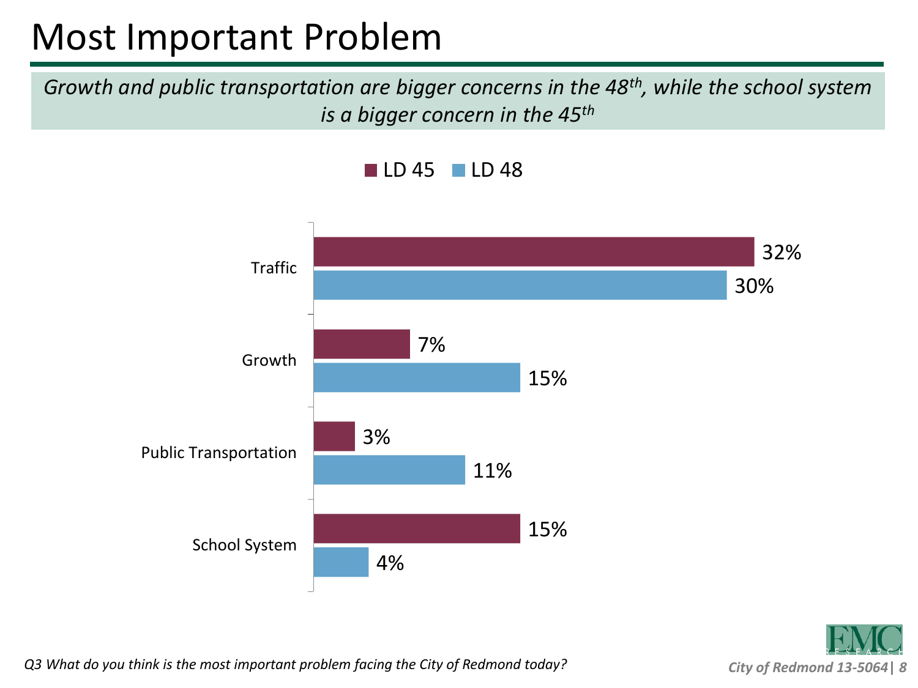# Most Important Problem

*Growth and public transportation are bigger concerns in the 48th, while the school system is a bigger concern in the 45th*

| | LD 45 | LD 48 |
|---|---|---|
| Traffic | 32% | 30% |
| Growth | 7% | 15% |
| Public Transportation | 3% | 11% |
| School System | 15% | 4% |

*Q3 What do you think is the most important problem facing the City of Redmond today?*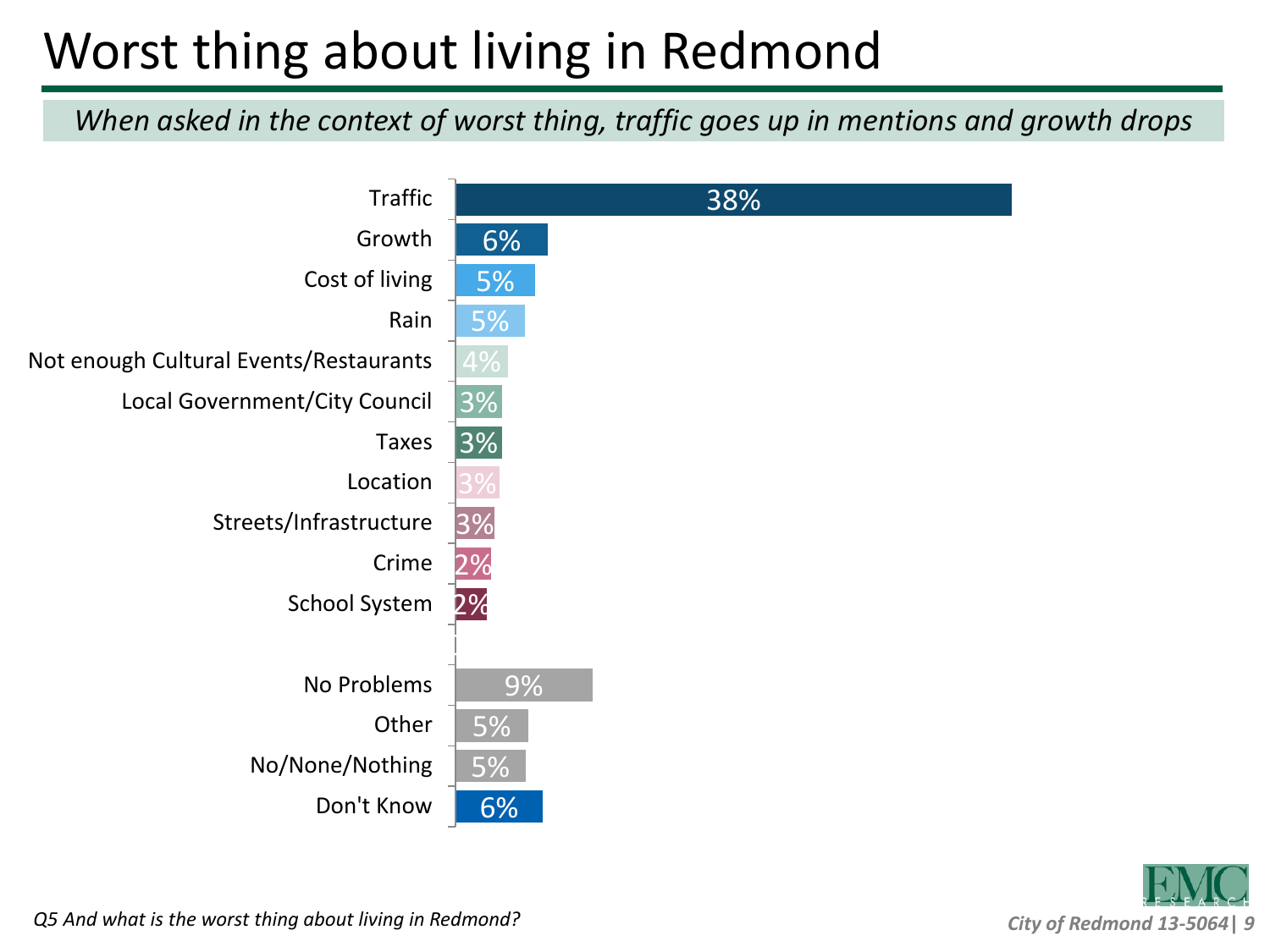# Worst thing about living in Redmond

*When asked in the context of worst thing, traffic goes up in mentions and growth drops*

| Response | % |
|---|---|
| Traffic | 38% |
| Growth | 6% |
| Cost of living | 5% |
| Rain | 5% |
| Not enough Cultural Events/Restaurants | 4% |
| Local Government/City Council | 3% |
| Taxes | 3% |
| Location | 3% |
| Streets/Infrastructure | 3% |
| Crime | 2% |
| School System | 2% |
| No Problems | 9% |
| Other | 5% |
| No/None/Nothing | 5% |
| Don't Know | 6% |

*Q5 And what is the worst thing about living in Redmond?*

*City of Redmond 13-5064*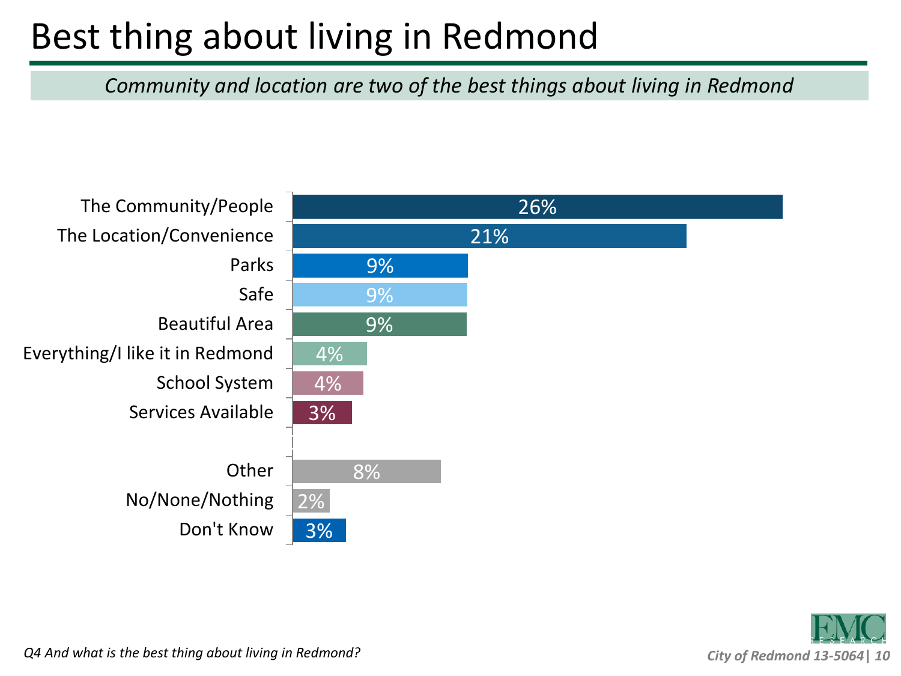# Best thing about living in Redmond

*Community and location are two of the best things about living in Redmond*

| Response | % |
|---|---|
| The Community/People | 26% |
| The Location/Convenience | 21% |
| Parks | 9% |
| Safe | 9% |
| Beautiful Area | 9% |
| Everything/I like it in Redmond | 4% |
| School System | 4% |
| Services Available | 3% |
| Other | 8% |
| No/None/Nothing | 2% |
| Don't Know | 3% |

*Q4 And what is the best thing about living in Redmond?*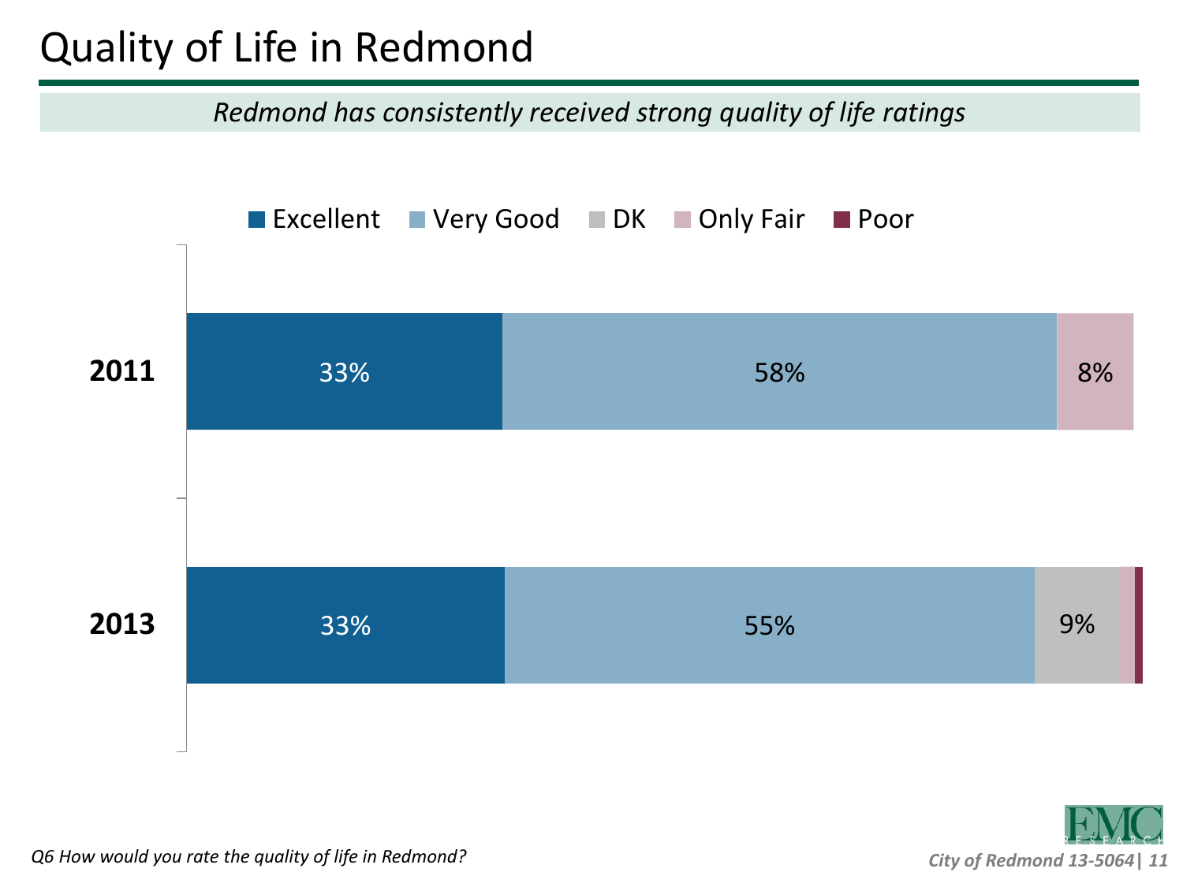# Quality of Life in Redmond

*Redmond has consistently received strong quality of life ratings*

| | Excellent | Very Good | DK | Only Fair | Poor |
|---|---|---|---|---|---|
| 2011 | 33% | 58% | | 8% | |
| 2013 | 33% | 55% | 9% | | |

*Q6 How would you rate the quality of life in Redmond?*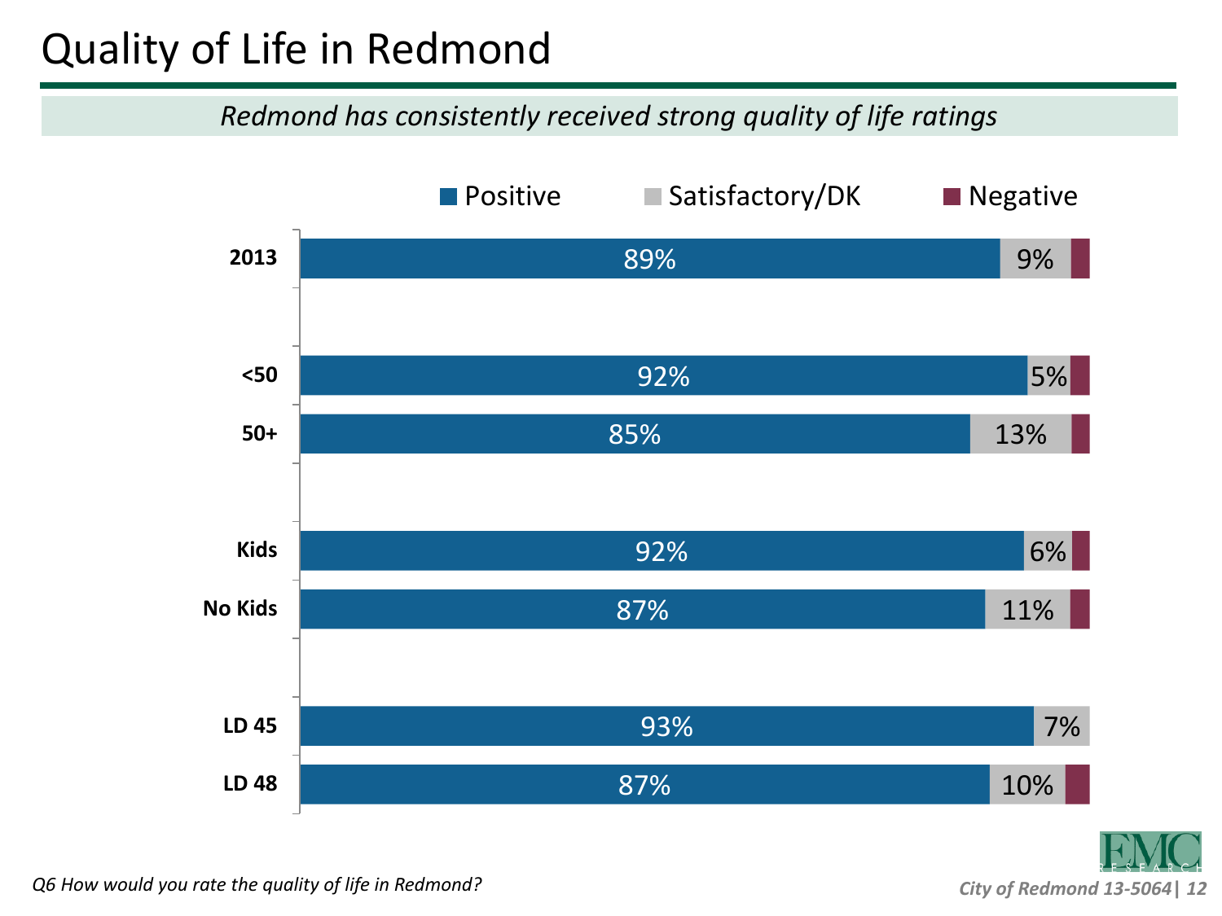# Quality of Life in Redmond

*Redmond has consistently received strong quality of life ratings*

| | Positive | Satisfactory/DK | Negative |
|---|---|---|---|
| 2013 | 89% | 9% | |
| <50 | 92% | 5% | |
| 50+ | 85% | 13% | |
| Kids | 92% | 6% | |
| No Kids | 87% | 11% | |
| LD 45 | 93% | 7% | |
| LD 48 | 87% | 10% | |

*Q6 How would you rate the quality of life in Redmond?*

*City of Redmond 13-5064*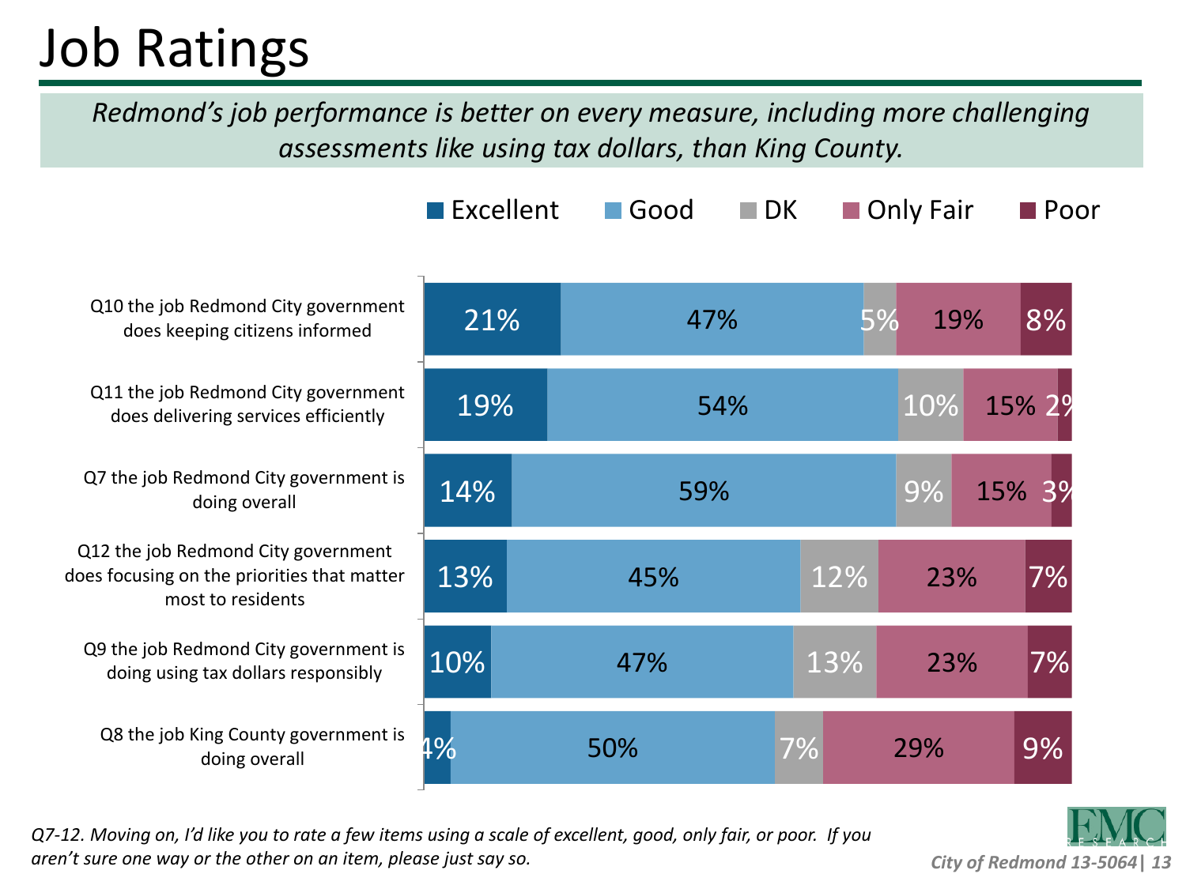# Job Ratings

*Redmond's job performance is better on every measure, including more challenging assessments like using tax dollars, than King County.*

| | Excellent | Good | DK | Only Fair | Poor |
|---|---|---|---|---|---|
| Q10 the job Redmond City government does keeping citizens informed | 21% | 47% | 5% | 19% | 8% |
| Q11 the job Redmond City government does delivering services efficiently | 19% | 54% | 10% | 15% | 2% |
| Q7 the job Redmond City government is doing overall | 14% | 59% | 9% | 15% | 3% |
| Q12 the job Redmond City government does focusing on the priorities that matter most to residents | 13% | 45% | 12% | 23% | 7% |
| Q9 the job Redmond City government is doing using tax dollars responsibly | 10% | 47% | 13% | 23% | 7% |
| Q8 the job King County government is doing overall | 4% | 50% | 7% | 29% | 9% |

*Q7-12. Moving on, I'd like you to rate a few items using a scale of excellent, good, only fair, or poor. If you aren't sure one way or the other on an item, please just say so.*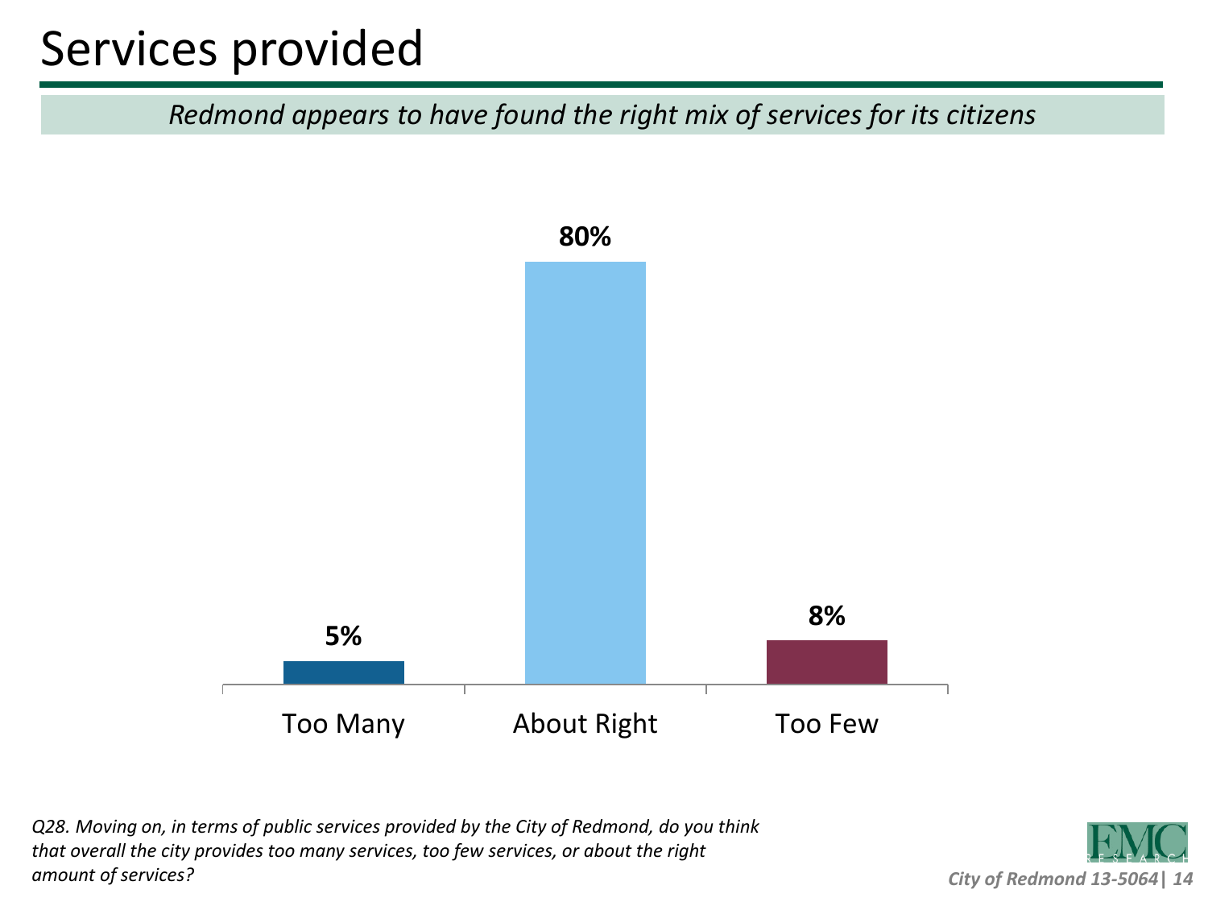# Services provided

*Redmond appears to have found the right mix of services for its citizens*

| Too Many | About Right | Too Few |
|---|---|---|
| 5% | 80% | 8% |

*Q28. Moving on, in terms of public services provided by the City of Redmond, do you think that overall the city provides too many services, too few services, or about the right amount of services?*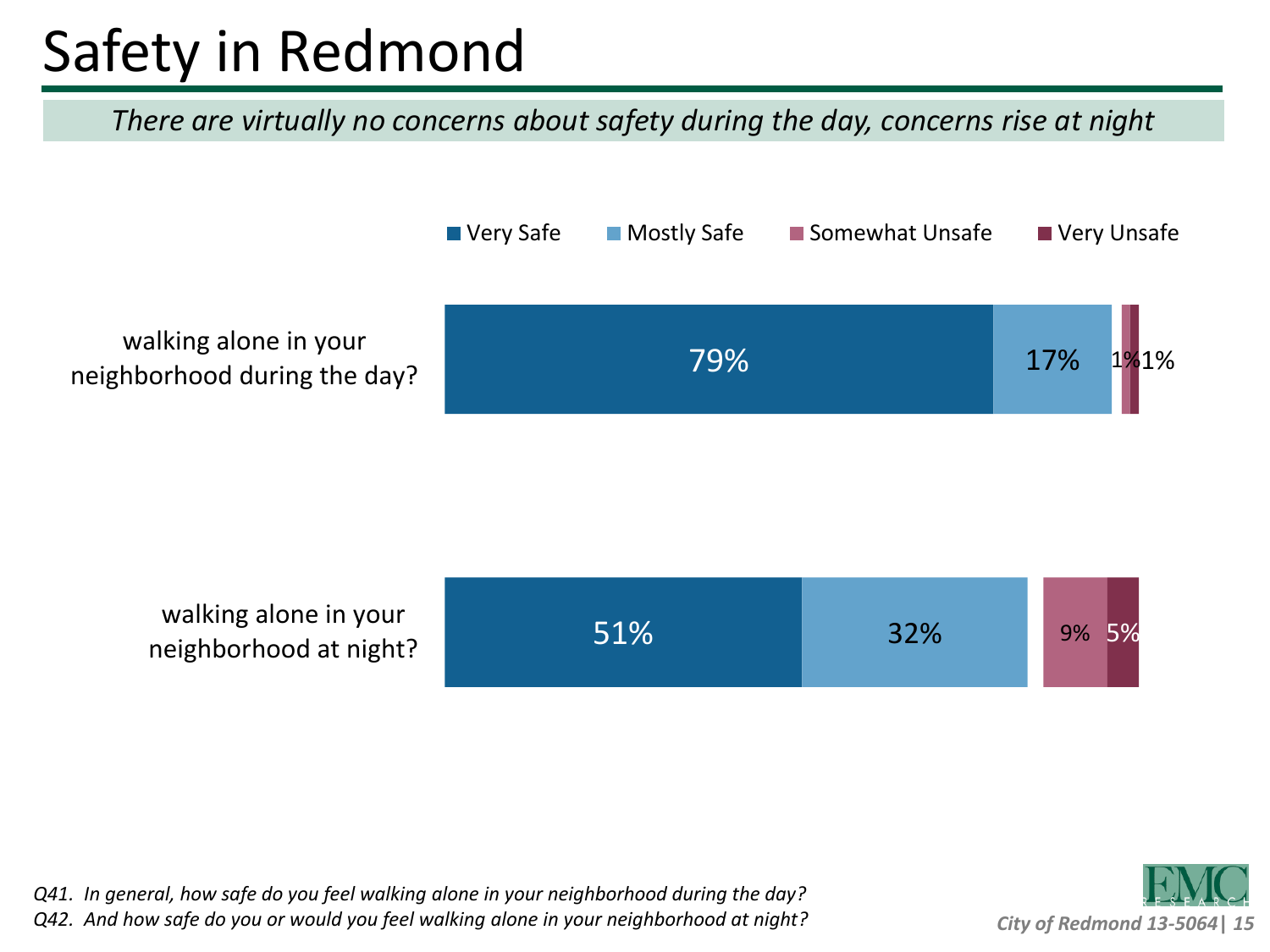# Safety in Redmond

*There are virtually no concerns about safety during the day, concerns rise at night*

| | Very Safe | Mostly Safe | Somewhat Unsafe | Very Unsafe |
|---|---|---|---|---|
| walking alone in your neighborhood during the day? | 79% | 17% | 1% | 1% |
| walking alone in your neighborhood at night? | 51% | 32% | 9% | 5% |

*Q41. In general, how safe do you feel walking alone in your neighborhood during the day?*
*Q42. And how safe do you or would you feel walking alone in your neighborhood at night?*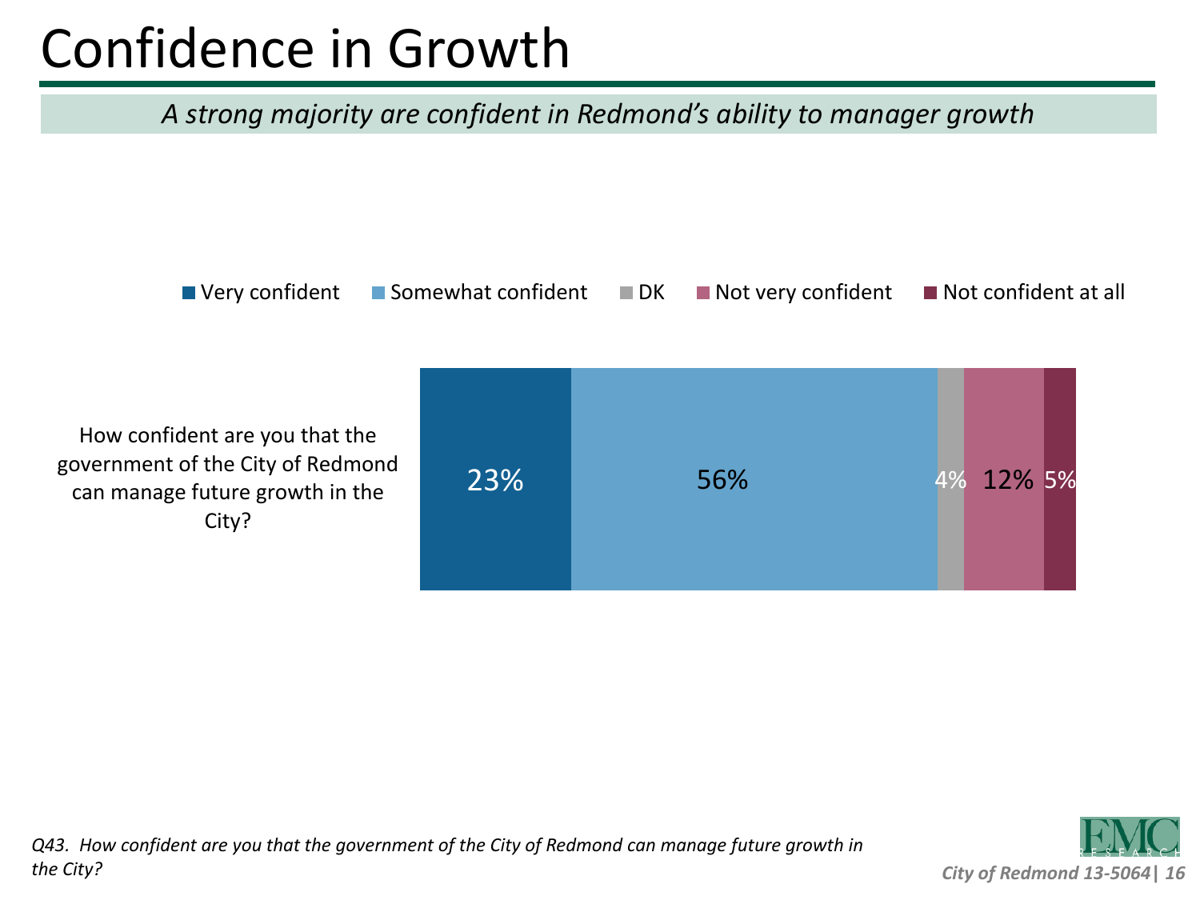# Confidence in Growth

*A strong majority are confident in Redmond's ability to manager growth*

| | Very confident | Somewhat confident | DK | Not very confident | Not confident at all |
|---|---|---|---|---|---|
| How confident are you that the government of the City of Redmond can manage future growth in the City? | 23% | 56% | 4% | 12% | 5% |

*Q43. How confident are you that the government of the City of Redmond can manage future growth in the City?*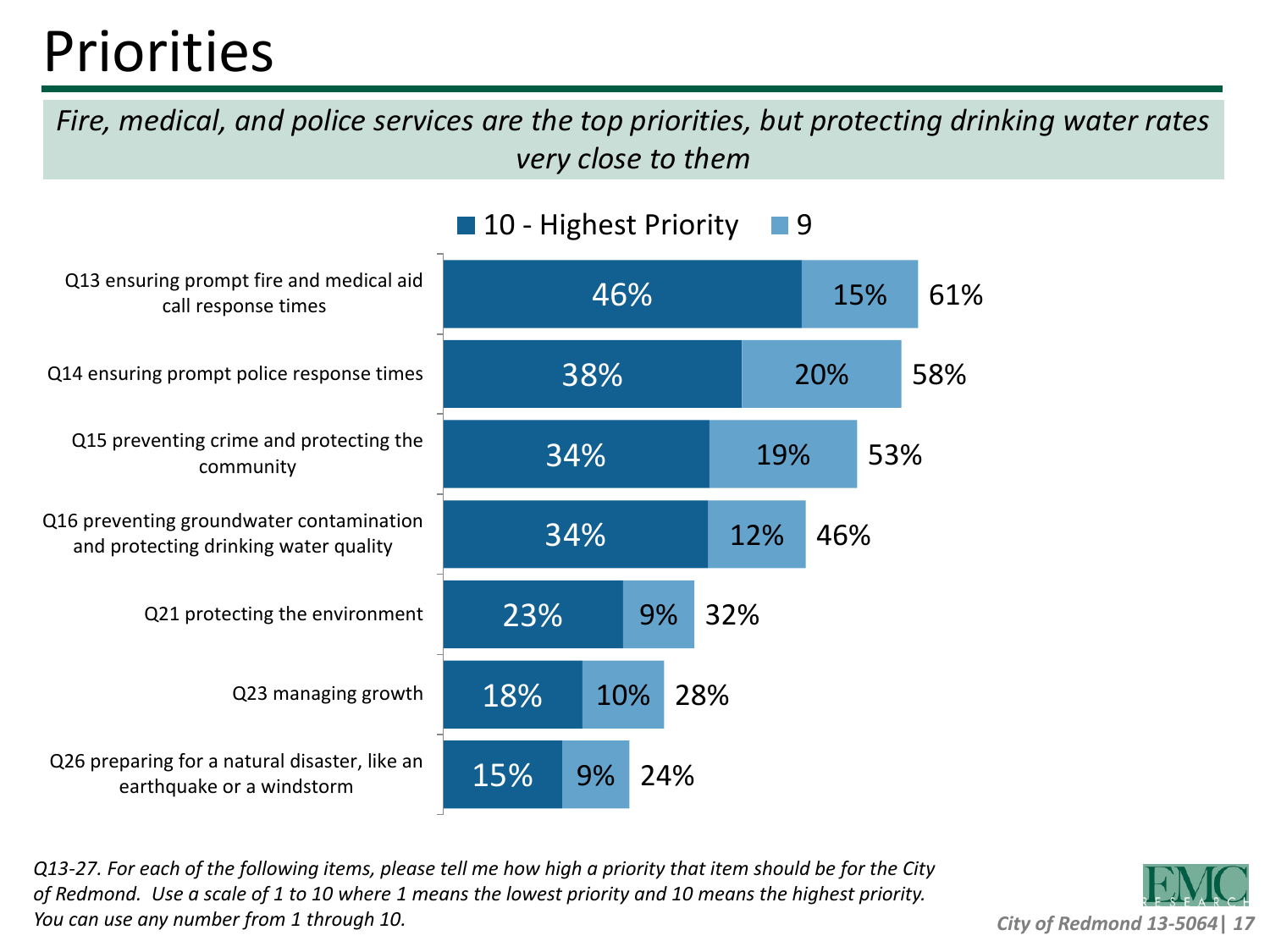# Priorities

*Fire, medical, and police services are the top priorities, but protecting drinking water rates very close to them*

| Item | 10 - Highest Priority | 9 | Total |
|---|---|---|---|
| Q13 ensuring prompt fire and medical aid call response times | 46% | 15% | 61% |
| Q14 ensuring prompt police response times | 38% | 20% | 58% |
| Q15 preventing crime and protecting the community | 34% | 19% | 53% |
| Q16 preventing groundwater contamination and protecting drinking water quality | 34% | 12% | 46% |
| Q21 protecting the environment | 23% | 9% | 32% |
| Q23 managing growth | 18% | 10% | 28% |
| Q26 preparing for a natural disaster, like an earthquake or a windstorm | 15% | 9% | 24% |

*Q13-27. For each of the following items, please tell me how high a priority that item should be for the City of Redmond. Use a scale of 1 to 10 where 1 means the lowest priority and 10 means the highest priority. You can use any number from 1 through 10.*

*City of Redmond 13-5064*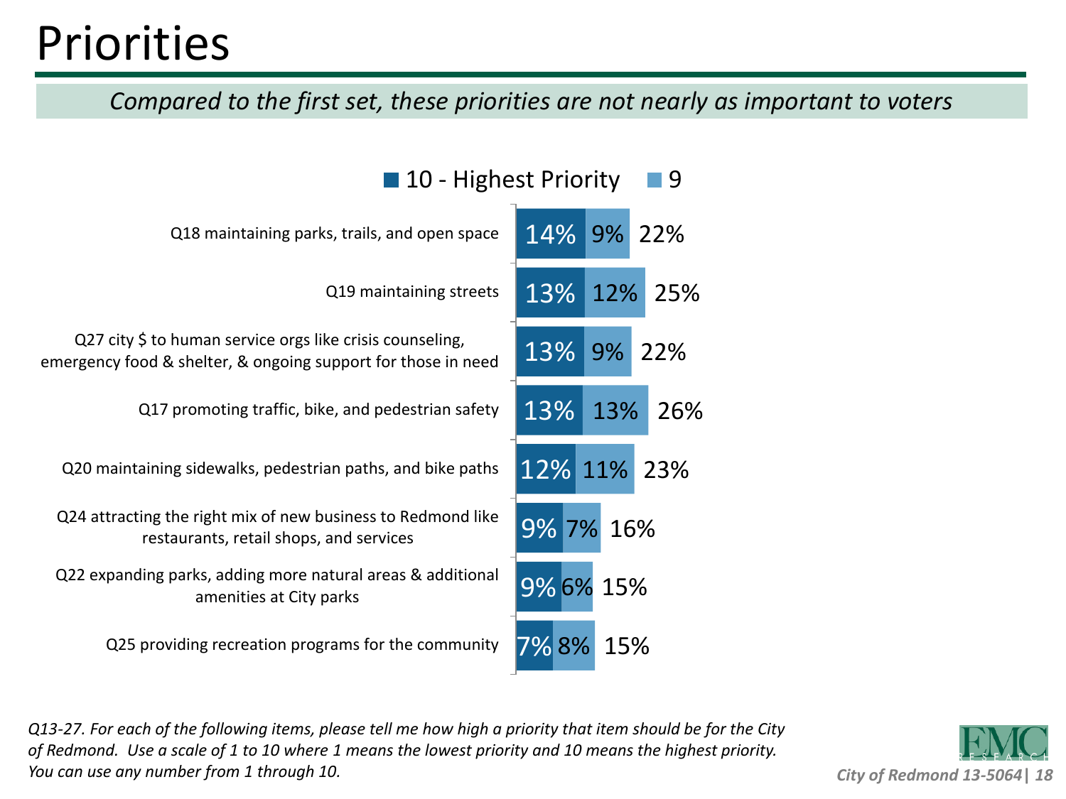# Priorities

*Compared to the first set, these priorities are not nearly as important to voters*

| Item | 10 - Highest Priority | 9 | Total |
| --- | --- | --- | --- |
| Q18 maintaining parks, trails, and open space | 14% | 9% | 22% |
| Q19 maintaining streets | 13% | 12% | 25% |
| Q27 city $ to human service orgs like crisis counseling, emergency food & shelter, & ongoing support for those in need | 13% | 9% | 22% |
| Q17 promoting traffic, bike, and pedestrian safety | 13% | 13% | 26% |
| Q20 maintaining sidewalks, pedestrian paths, and bike paths | 12% | 11% | 23% |
| Q24 attracting the right mix of new business to Redmond like restaurants, retail shops, and services | 9% | 7% | 16% |
| Q22 expanding parks, adding more natural areas & additional amenities at City parks | 9% | 6% | 15% |
| Q25 providing recreation programs for the community | 7% | 8% | 15% |

*Q13-27. For each of the following items, please tell me how high a priority that item should be for the City of Redmond. Use a scale of 1 to 10 where 1 means the lowest priority and 10 means the highest priority. You can use any number from 1 through 10.*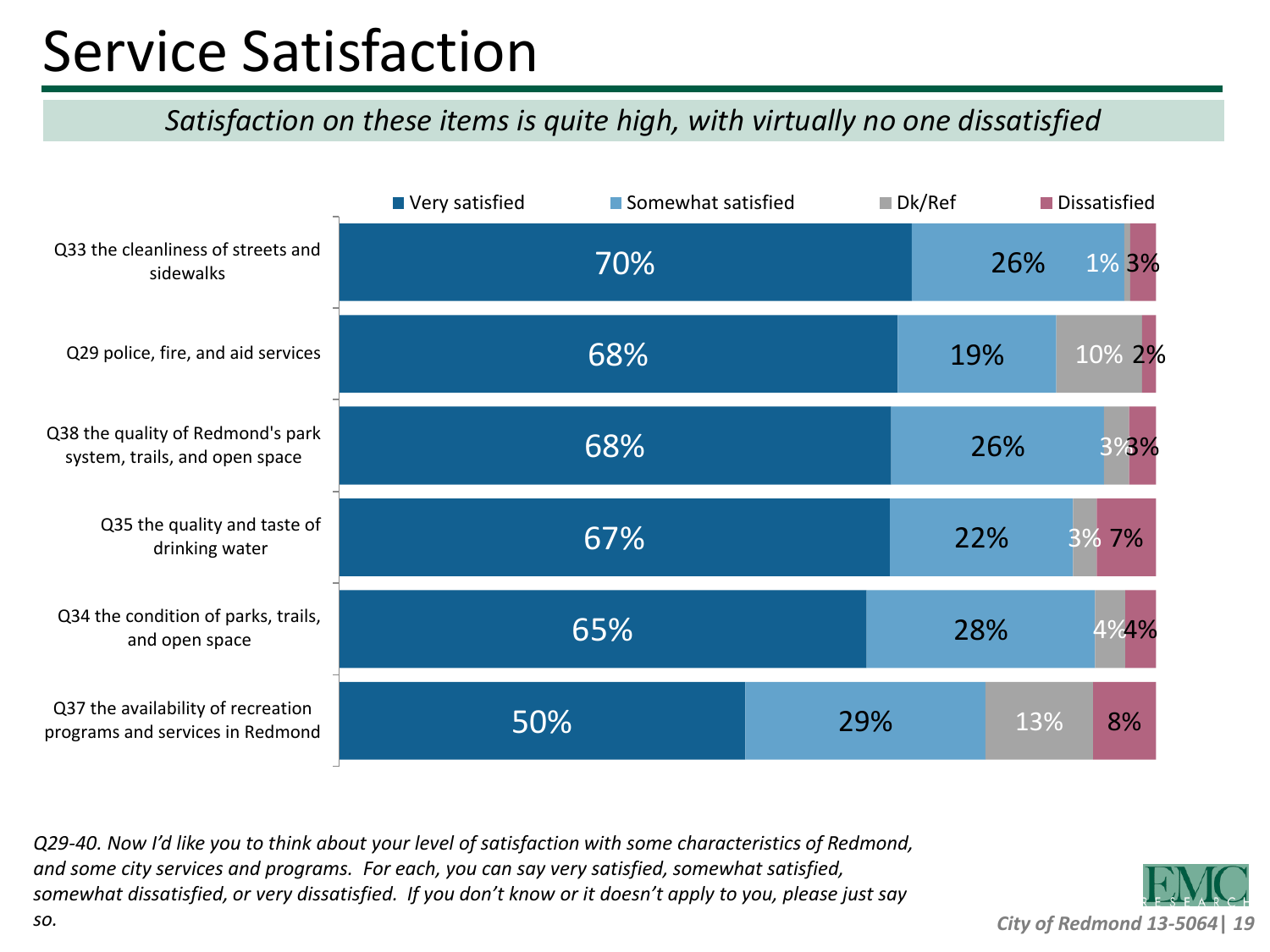# Service Satisfaction

*Satisfaction on these items is quite high, with virtually no one dissatisfied*

| | Very satisfied | Somewhat satisfied | Dk/Ref | Dissatisfied |
|---|---|---|---|---|
| Q33 the cleanliness of streets and sidewalks | 70% | 26% | 1% | 3% |
| Q29 police, fire, and aid services | 68% | 19% | 10% | 2% |
| Q38 the quality of Redmond's park system, trails, and open space | 68% | 26% | 3% | 3% |
| Q35 the quality and taste of drinking water | 67% | 22% | 3% | 7% |
| Q34 the condition of parks, trails, and open space | 65% | 28% | 4% | 4% |
| Q37 the availability of recreation programs and services in Redmond | 50% | 29% | 13% | 8% |

*Q29-40. Now I'd like you to think about your level of satisfaction with some characteristics of Redmond, and some city services and programs. For each, you can say very satisfied, somewhat satisfied, somewhat dissatisfied, or very dissatisfied. If you don't know or it doesn't apply to you, please just say so.*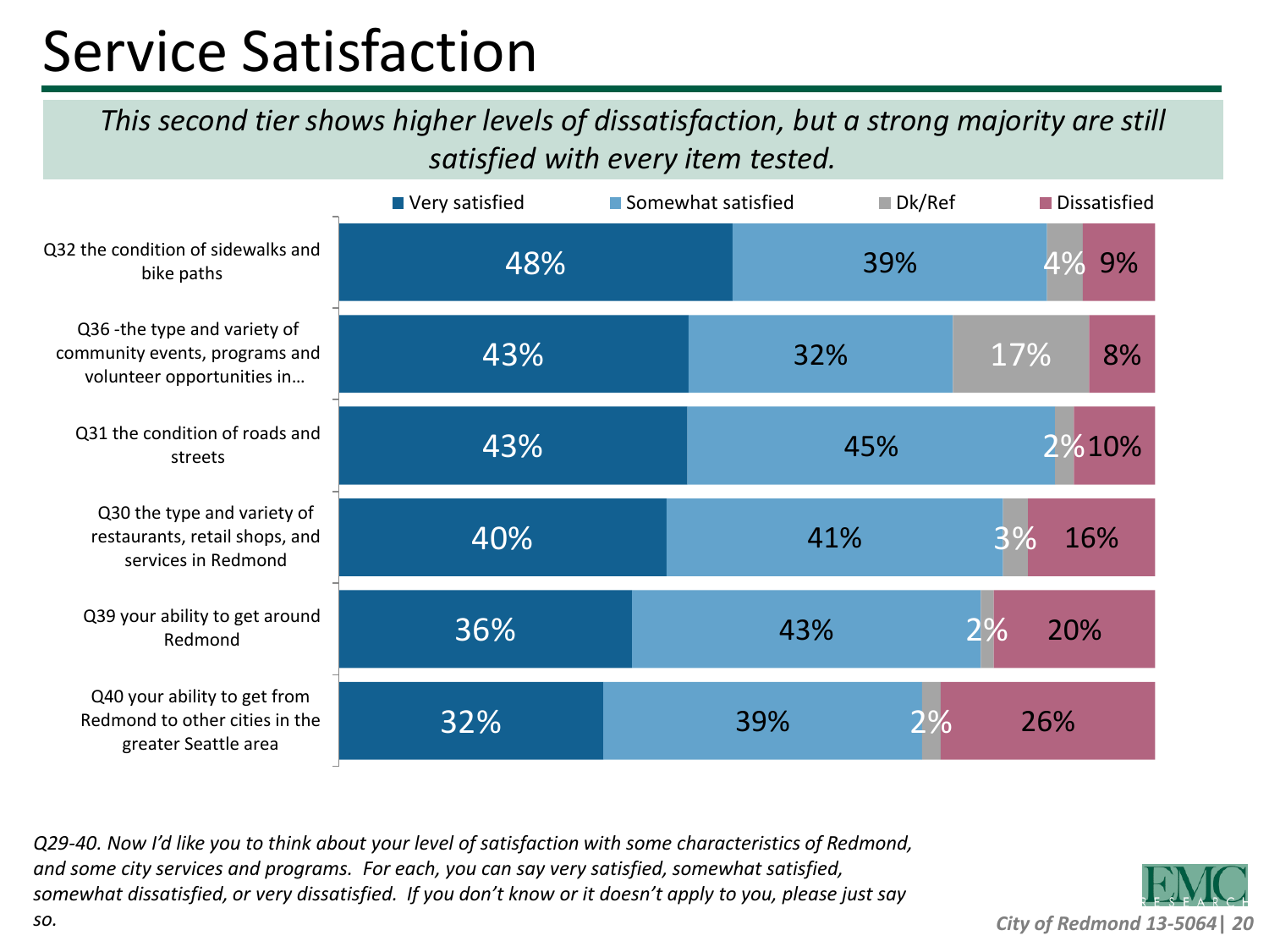# Service Satisfaction

*This second tier shows higher levels of dissatisfaction, but a strong majority are still satisfied with every item tested.*

| | Very satisfied | Somewhat satisfied | Dk/Ref | Dissatisfied |
|---|---|---|---|---|
| Q32 the condition of sidewalks and bike paths | 48% | 39% | 4% | 9% |
| Q36 -the type and variety of community events, programs and volunteer opportunities in… | 43% | 32% | 17% | 8% |
| Q31 the condition of roads and streets | 43% | 45% | 2% | 10% |
| Q30 the type and variety of restaurants, retail shops, and services in Redmond | 40% | 41% | 3% | 16% |
| Q39 your ability to get around Redmond | 36% | 43% | 2% | 20% |
| Q40 your ability to get from Redmond to other cities in the greater Seattle area | 32% | 39% | 2% | 26% |

*Q29-40. Now I'd like you to think about your level of satisfaction with some characteristics of Redmond, and some city services and programs. For each, you can say very satisfied, somewhat satisfied, somewhat dissatisfied, or very dissatisfied. If you don't know or it doesn't apply to you, please just say so.*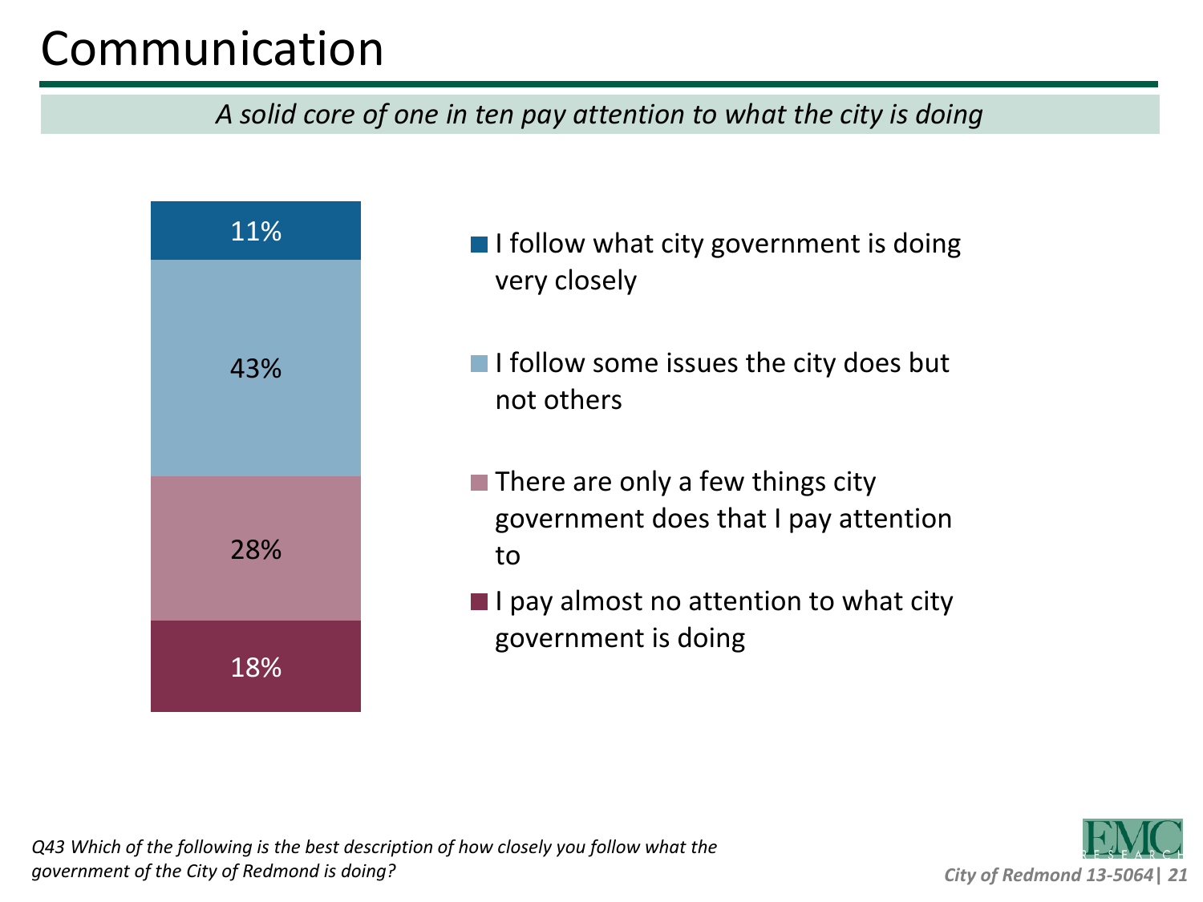# Communication

*A solid core of one in ten pay attention to what the city is doing*

| Response | Percent |
| --- | --- |
| I follow what city government is doing very closely | 11% |
| I follow some issues the city does but not others | 43% |
| There are only a few things city government does that I pay attention to | 28% |
| I pay almost no attention to what city government is doing | 18% |

*Q43 Which of the following is the best description of how closely you follow what the government of the City of Redmond is doing?*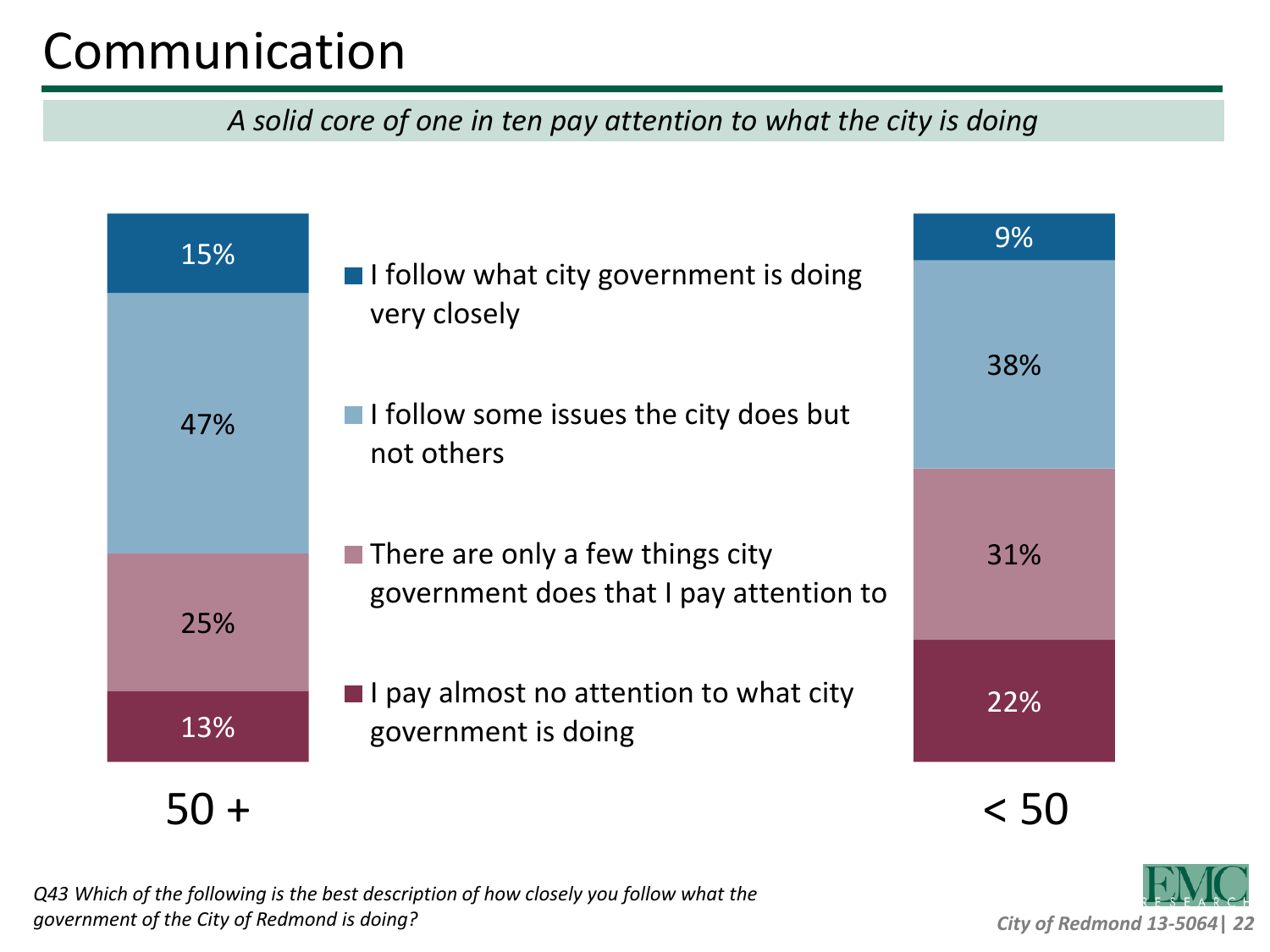# Communication

*A solid core of one in ten pay attention to what the city is doing*

| | 50 + | < 50 |
|---|---|---|
| I follow what city government is doing very closely | 15% | 9% |
| I follow some issues the city does but not others | 47% | 38% |
| There are only a few things city government does that I pay attention to | 25% | 31% |
| I pay almost no attention to what city government is doing | 13% | 22% |

*Q43 Which of the following is the best description of how closely you follow what the government of the City of Redmond is doing?*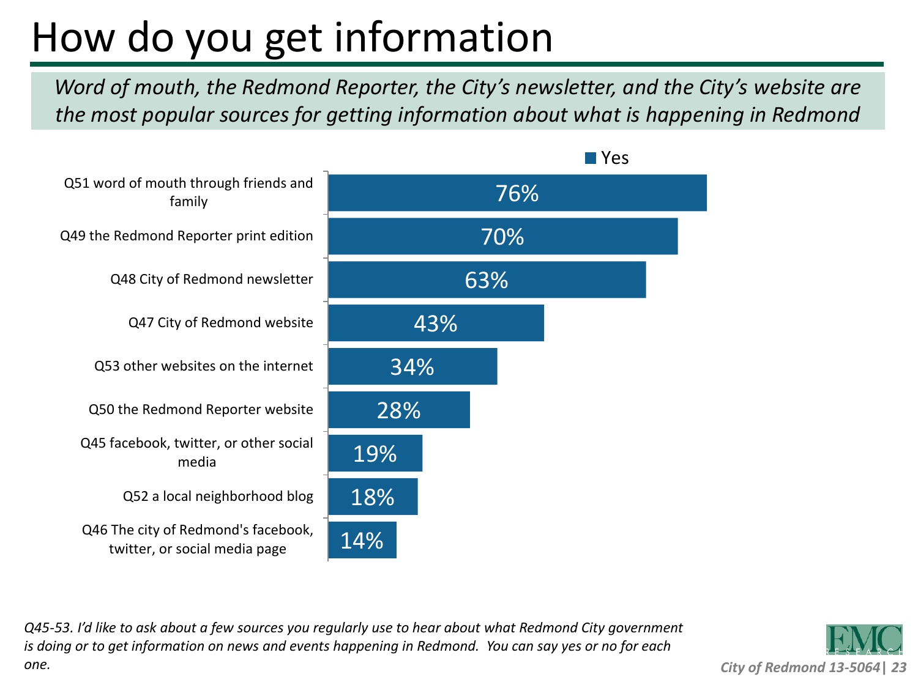# How do you get information

*Word of mouth, the Redmond Reporter, the City's newsletter, and the City's website are the most popular sources for getting information about what is happening in Redmond*

| | Yes |
|---|---|
| Q51 word of mouth through friends and family | 76% |
| Q49 the Redmond Reporter print edition | 70% |
| Q48 City of Redmond newsletter | 63% |
| Q47 City of Redmond website | 43% |
| Q53 other websites on the internet | 34% |
| Q50 the Redmond Reporter website | 28% |
| Q45 facebook, twitter, or other social media | 19% |
| Q52 a local neighborhood blog | 18% |
| Q46 The city of Redmond's facebook, twitter, or social media page | 14% |

*Q45-53. I'd like to ask about a few sources you regularly use to hear about what Redmond City government is doing or to get information on news and events happening in Redmond. You can say yes or no for each one.*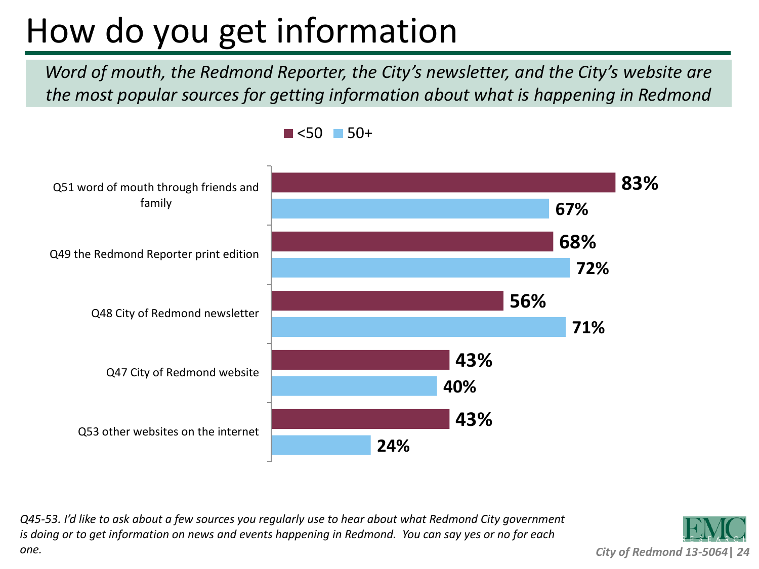# How do you get information

*Word of mouth, the Redmond Reporter, the City's newsletter, and the City's website are the most popular sources for getting information about what is happening in Redmond*

| Source | <50 | 50+ |
|---|---|---|
| Q51 word of mouth through friends and family | 83% | 67% |
| Q49 the Redmond Reporter print edition | 68% | 72% |
| Q48 City of Redmond newsletter | 56% | 71% |
| Q47 City of Redmond website | 43% | 40% |
| Q53 other websites on the internet | 43% | 24% |

*Q45-53. I'd like to ask about a few sources you regularly use to hear about what Redmond City government is doing or to get information on news and events happening in Redmond. You can say yes or no for each one.*

EMC RESEARCH

*City of Redmond 13-5064*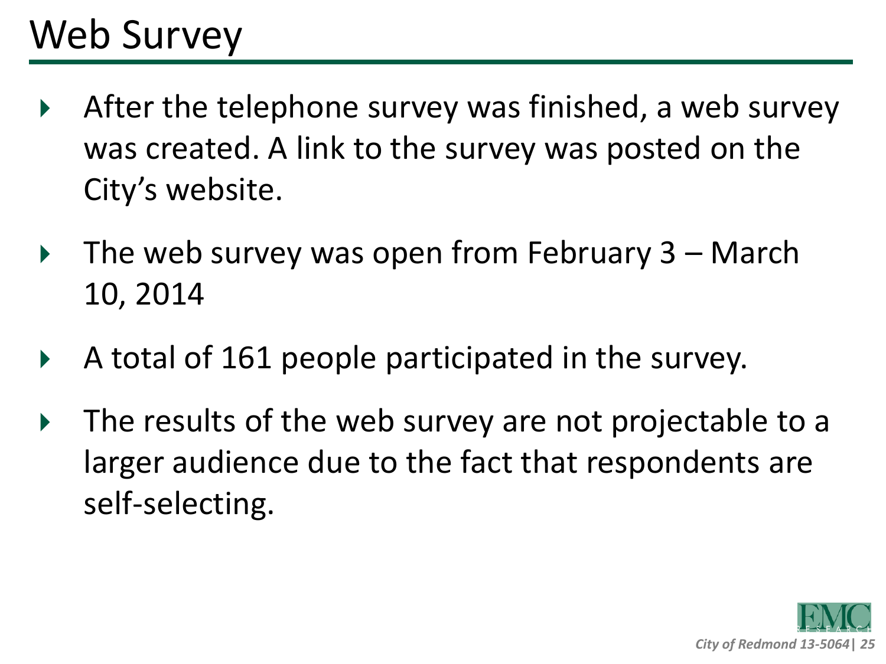# Web Survey

- After the telephone survey was finished, a web survey was created. A link to the survey was posted on the City's website.
- The web survey was open from February 3 – March 10, 2014
- A total of 161 people participated in the survey.
- The results of the web survey are not projectable to a larger audience due to the fact that respondents are self-selecting.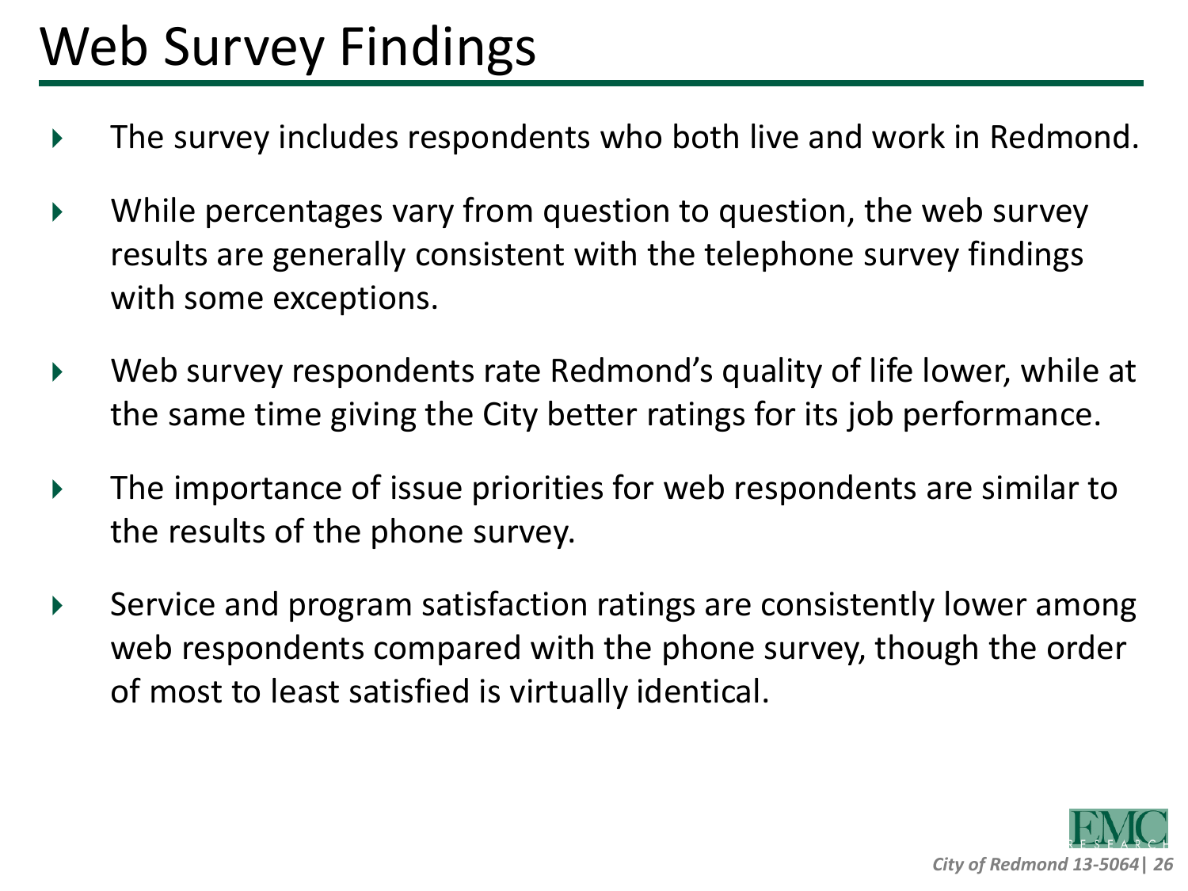# Web Survey Findings

- The survey includes respondents who both live and work in Redmond.
- While percentages vary from question to question, the web survey results are generally consistent with the telephone survey findings with some exceptions.
- Web survey respondents rate Redmond's quality of life lower, while at the same time giving the City better ratings for its job performance.
- The importance of issue priorities for web respondents are similar to the results of the phone survey.
- Service and program satisfaction ratings are consistently lower among web respondents compared with the phone survey, though the order of most to least satisfied is virtually identical.